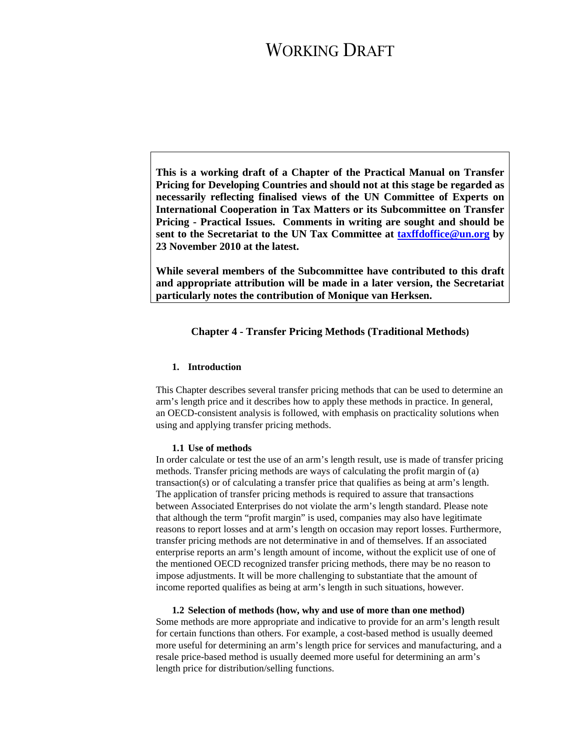# WORKING DRAFT

**This is a working draft of a Chapter of the Practical Manual on Transfer Pricing for Developing Countries and should not at this stage be regarded as necessarily reflecting finalised views of the UN Committee of Experts on International Cooperation in Tax Matters or its Subcommittee on Transfer Pricing - Practical Issues. Comments in writing are sought and should be sent to the Secretariat to the UN Tax Committee at taxffdoffice@un.org by 23 November 2010 at the latest.**

**While several members of the Subcommittee have contributed to this draft and appropriate attribution will be made in a later version, the Secretariat particularly notes the contribution of Monique van Herksen.**

## Chapter 4 - Transfer Pricing Methods (Traditional Methods)

### 1. Introduction

This Chapter describes several transfer pricing methods that can be used to determine an arm's length price and it describes how to apply these methods in practice. In general, an OECD-consistent analysis is followed, with emphasis on practicality solutions when using and applying transfer pricing methods.

#### 1.1 Use of methods

In order calculate or test the use of an arm's length result, use is made of transfer pricing methods. Transfer pricing methods are ways of calculating the profit margin of (a) transaction(s) or of calculating a transfer price that qualifies as being at arm's length. The application of transfer pricing methods is required to assure that transactions between Associated Enterprises do not violate the arm's length standard. Please note that although the term "profit margin" is used, companies may also have legitimate reasons to report losses and at arm's length on occasion may report losses. Furthermore, transfer pricing methods are not determinative in and of themselves. If an associated enterprise reports an arm's length amount of income, without the explicit use of one of the mentioned OECD recognized transfer pricing methods, there may be no reason to impose adjustments. It will be more challenging to substantiate that the amount of income reported qualifies as being at arm's length in such situations, however.

#### 1.2 Selection of methods (how, why and use of more than one method)

Some methods are more appropriate and indicative to provide for an arm's length result for certain functions than others. For example, a cost-based method is usually deemed more useful for determining an arm's length price for services and manufacturing, and a resale price-based method is usually deemed more useful for determining an arm's length price for distribution/selling functions.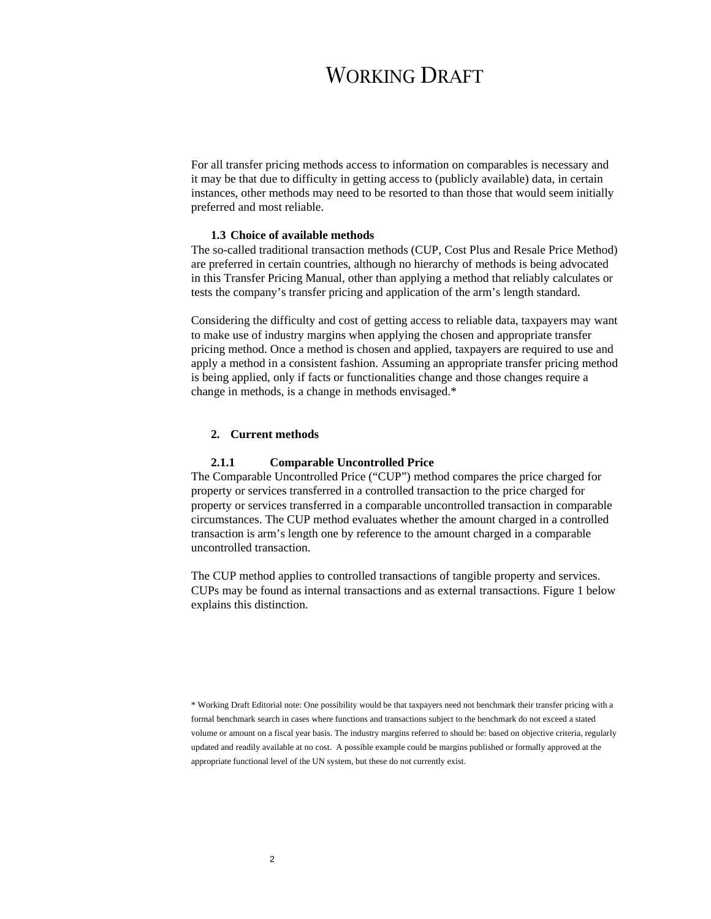For all transfer pricing methods access to information on comparables is necessary and it may be that due to difficulty in getting access to (publicly available) data, in certain instances, other methods may need to be resorted to than those that would seem initially preferred and most reliable.

### 1.3 Choice of available methods

The so-called traditional transaction methods (CUP, Cost Plus and Resale Price Method) are preferred in certain countries, although no hierarchy of methods is being advocated in this Transfer Pricing Manual, other than applying a method that reliably calculates or tests the company's transfer pricing and application of the arm's length standard.

Considering the difficulty and cost of getting access to reliable data, taxpayers may want to make use of industry margins when applying the chosen and appropriate transfer pricing method. Once a method is chosen and applied, taxpayers are required to use and apply a method in a consistent fashion. Assuming an appropriate transfer pricing method is being applied, only if facts or functionalities change and those changes require a change in methods, is a change in methods envisaged.*

## 2. Current methods

### 2.1.1 Comparable Uncontrolled Price

The Comparable Uncontrolled Price ("CUP") method compares the price charged for property or services transferred in a controlled transaction to the price charged for property or services transferred in a comparable uncontrolled transaction in comparable circumstances. The CUP method evaluates whether the amount charged in a controlled transaction is arm's length one by reference to the amount charged in a comparable uncontrolled transaction.

The CUP method applies to controlled transactions of tangible property and services. CUPs may be found as internal transactions and as external transactions. Figure 1 below explains this distinction.

* Working Draft Editorial note: One possibility would be that taxpayers need not benchmark their transfer pricing with a formal benchmark search in cases where functions and transactions subject to the benchmark do not exceed a stated volume or amount on a fiscal year basis. The industry margins referred to should be: based on objective criteria, regularly updated and readily available at no cost. A possible example could be margins published or formally approved at the appropriate functional level of the UN system, but these do not currently exist.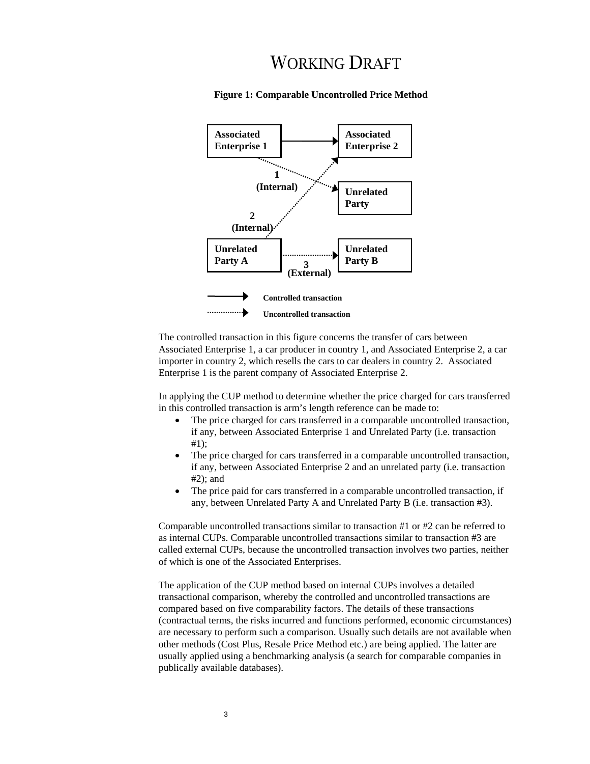# WORKING DRAFT

**Figure 1: Comparable Uncontrolled Price Method**

The controlled transaction in this figure concerns the transfer of cars between Associated Enterprise 1, a car producer in country 1, and Associated Enterprise 2, a car importer in country 2, which resells the cars to car dealers in country 2. Associated Enterprise 1 is the parent company of Associated Enterprise 2.

In applying the CUP method to determine whether the price charged for cars transferred in this controlled transaction is arm's length reference can be made to:

- The price charged for cars transferred in a comparable uncontrolled transaction, if any, between Associated Enterprise 1 and Unrelated Party (i.e. transaction #1);
- The price charged for cars transferred in a comparable uncontrolled transaction, if any, between Associated Enterprise 2 and an unrelated party (i.e. transaction #2); and
- The price paid for cars transferred in a comparable uncontrolled transaction, if any, between Unrelated Party A and Unrelated Party B (i.e. transaction #3).

Comparable uncontrolled transactions similar to transaction #1 or #2 can be referred to as internal CUPs. Comparable uncontrolled transactions similar to transaction #3 are called external CUPs, because the uncontrolled transaction involves two parties, neither of which is one of the Associated Enterprises.

The application of the CUP method based on internal CUPs involves a detailed transactional comparison, whereby the controlled and uncontrolled transactions are compared based on five comparability factors. The details of these transactions (contractual terms, the risks incurred and functions performed, economic circumstances) are necessary to perform such a comparison. Usually such details are not available when other methods (Cost Plus, Resale Price Method etc.) are being applied. The latter are usually applied using a benchmarking analysis (a search for comparable companies in publically available databases).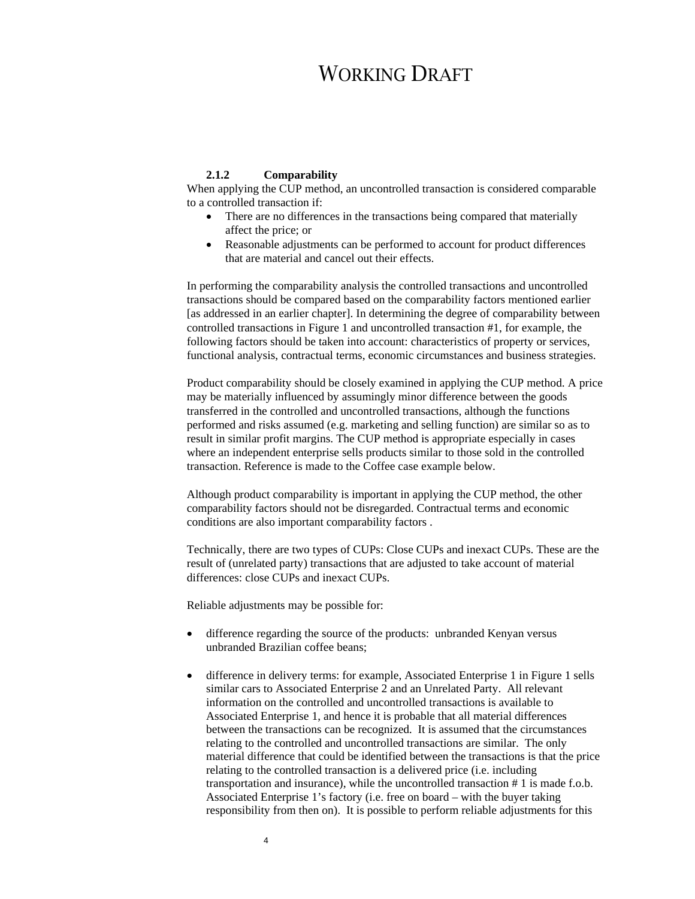# WORKING DRAFT

### 2.1.2 Comparability

When applying the CUP method, an uncontrolled transaction is considered comparable to a controlled transaction if:

- There are no differences in the transactions being compared that materially affect the price; or
- Reasonable adjustments can be performed to account for product differences that are material and cancel out their effects.

In performing the comparability analysis the controlled transactions and uncontrolled transactions should be compared based on the comparability factors mentioned earlier [as addressed in an earlier chapter]. In determining the degree of comparability between controlled transactions in Figure 1 and uncontrolled transaction #1, for example, the following factors should be taken into account: characteristics of property or services, functional analysis, contractual terms, economic circumstances and business strategies.

Product comparability should be closely examined in applying the CUP method. A price may be materially influenced by assumingly minor difference between the goods transferred in the controlled and uncontrolled transactions, although the functions performed and risks assumed (e.g. marketing and selling function) are similar so as to result in similar profit margins. The CUP method is appropriate especially in cases where an independent enterprise sells products similar to those sold in the controlled transaction. Reference is made to the Coffee case example below.

Although product comparability is important in applying the CUP method, the other comparability factors should not be disregarded. Contractual terms and economic conditions are also important comparability factors .

Technically, there are two types of CUPs: Close CUPs and inexact CUPs. These are the result of (unrelated party) transactions that are adjusted to take account of material differences: close CUPs and inexact CUPs.

Reliable adjustments may be possible for:

- difference regarding the source of the products: unbranded Kenyan versus unbranded Brazilian coffee beans;
- difference in delivery terms: for example, Associated Enterprise 1 in Figure 1 sells similar cars to Associated Enterprise 2 and an Unrelated Party. All relevant information on the controlled and uncontrolled transactions is available to Associated Enterprise 1, and hence it is probable that all material differences between the transactions can be recognized. It is assumed that the circumstances relating to the controlled and uncontrolled transactions are similar. The only material difference that could be identified between the transactions is that the price relating to the controlled transaction is a delivered price (i.e. including transportation and insurance), while the uncontrolled transaction # 1 is made f.o.b. Associated Enterprise 1's factory (i.e. free on board – with the buyer taking responsibility from then on). It is possible to perform reliable adjustments for this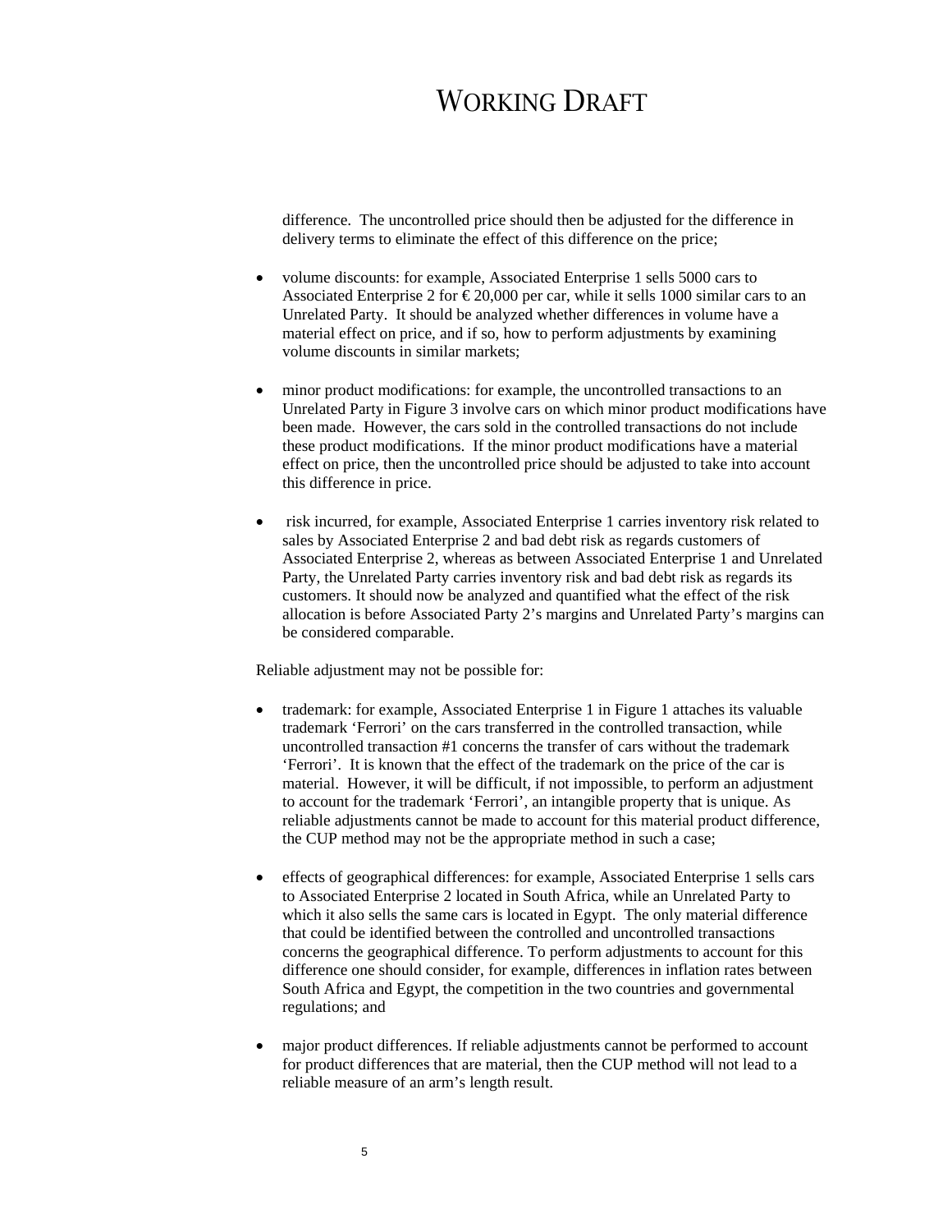difference. The uncontrolled price should then be adjusted for the difference in delivery terms to eliminate the effect of this difference on the price;

- volume discounts: for example, Associated Enterprise 1 sells 5000 cars to Associated Enterprise 2 for € 20,000 per car, while it sells 1000 similar cars to an Unrelated Party. It should be analyzed whether differences in volume have a material effect on price, and if so, how to perform adjustments by examining volume discounts in similar markets;

- minor product modifications: for example, the uncontrolled transactions to an Unrelated Party in Figure 3 involve cars on which minor product modifications have been made. However, the cars sold in the controlled transactions do not include these product modifications. If the minor product modifications have a material effect on price, then the uncontrolled price should be adjusted to take into account this difference in price.

- risk incurred, for example, Associated Enterprise 1 carries inventory risk related to sales by Associated Enterprise 2 and bad debt risk as regards customers of Associated Enterprise 2, whereas as between Associated Enterprise 1 and Unrelated Party, the Unrelated Party carries inventory risk and bad debt risk as regards its customers. It should now be analyzed and quantified what the effect of the risk allocation is before Associated Party 2's margins and Unrelated Party's margins can be considered comparable.

Reliable adjustment may not be possible for:

- trademark: for example, Associated Enterprise 1 in Figure 1 attaches its valuable trademark 'Ferrori' on the cars transferred in the controlled transaction, while uncontrolled transaction #1 concerns the transfer of cars without the trademark 'Ferrori'. It is known that the effect of the trademark on the price of the car is material. However, it will be difficult, if not impossible, to perform an adjustment to account for the trademark 'Ferrori', an intangible property that is unique. As reliable adjustments cannot be made to account for this material product difference, the CUP method may not be the appropriate method in such a case;

- effects of geographical differences: for example, Associated Enterprise 1 sells cars to Associated Enterprise 2 located in South Africa, while an Unrelated Party to which it also sells the same cars is located in Egypt. The only material difference that could be identified between the controlled and uncontrolled transactions concerns the geographical difference. To perform adjustments to account for this difference one should consider, for example, differences in inflation rates between South Africa and Egypt, the competition in the two countries and governmental regulations; and

- major product differences. If reliable adjustments cannot be performed to account for product differences that are material, then the CUP method will not lead to a reliable measure of an arm's length result.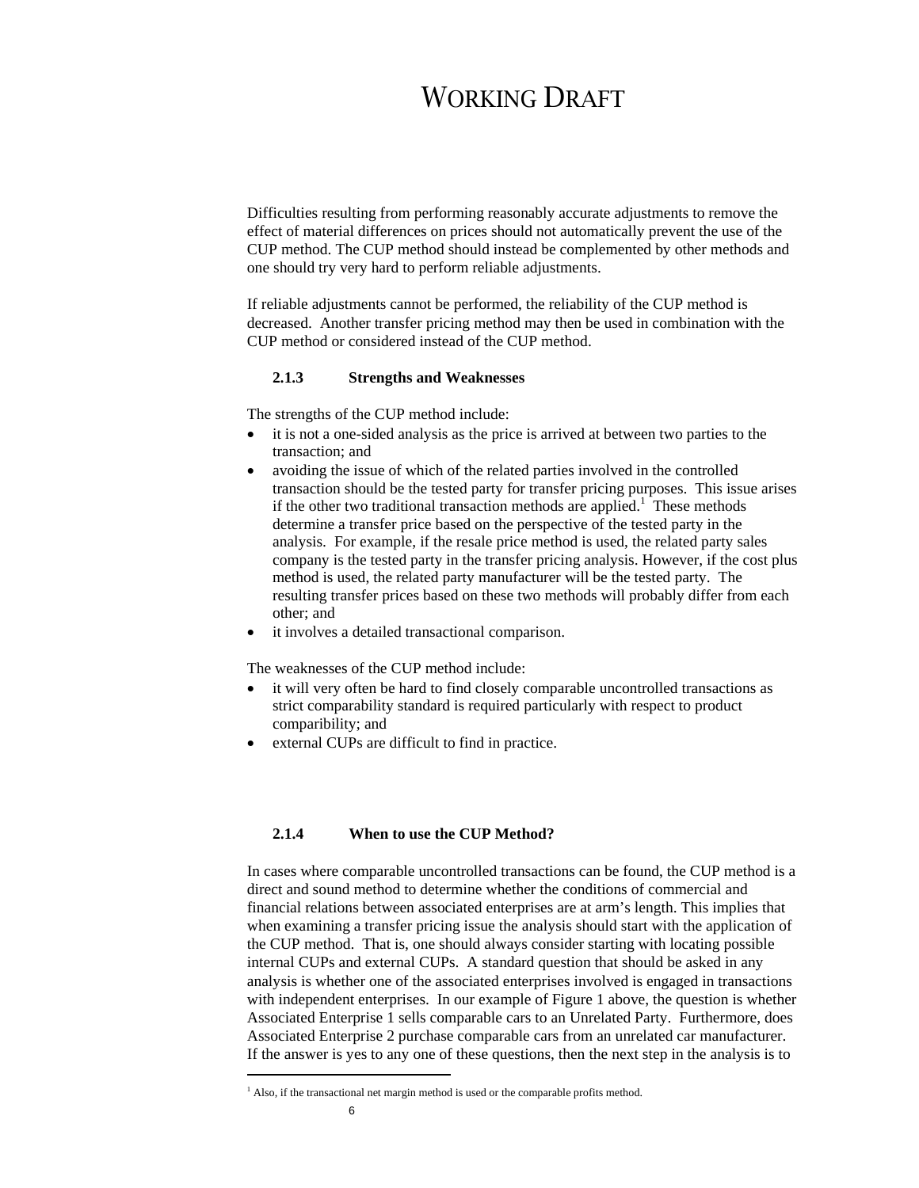Difficulties resulting from performing reasonably accurate adjustments to remove the effect of material differences on prices should not automatically prevent the use of the CUP method. The CUP method should instead be complemented by other methods and one should try very hard to perform reliable adjustments.

If reliable adjustments cannot be performed, the reliability of the CUP method is decreased. Another transfer pricing method may then be used in combination with the CUP method or considered instead of the CUP method.

### 2.1.3 Strengths and Weaknesses

The strengths of the CUP method include:

- it is not a one-sided analysis as the price is arrived at between two parties to the transaction; and
- avoiding the issue of which of the related parties involved in the controlled transaction should be the tested party for transfer pricing purposes. This issue arises if the other two traditional transaction methods are applied.[1] These methods determine a transfer price based on the perspective of the tested party in the analysis. For example, if the resale price method is used, the related party sales company is the tested party in the transfer pricing analysis. However, if the cost plus method is used, the related party manufacturer will be the tested party. The resulting transfer prices based on these two methods will probably differ from each other; and
- it involves a detailed transactional comparison.

The weaknesses of the CUP method include:

- it will very often be hard to find closely comparable uncontrolled transactions as strict comparability standard is required particularly with respect to product comparibility; and
- external CUPs are difficult to find in practice.

### 2.1.4 When to use the CUP Method?

In cases where comparable uncontrolled transactions can be found, the CUP method is a direct and sound method to determine whether the conditions of commercial and financial relations between associated enterprises are at arm's length. This implies that when examining a transfer pricing issue the analysis should start with the application of the CUP method. That is, one should always consider starting with locating possible internal CUPs and external CUPs. A standard question that should be asked in any analysis is whether one of the associated enterprises involved is engaged in transactions with independent enterprises. In our example of Figure 1 above, the question is whether Associated Enterprise 1 sells comparable cars to an Unrelated Party. Furthermore, does Associated Enterprise 2 purchase comparable cars from an unrelated car manufacturer. If the answer is yes to any one of these questions, then the next step in the analysis is to

[1] Also, if the transactional net margin method is used or the comparable profits method.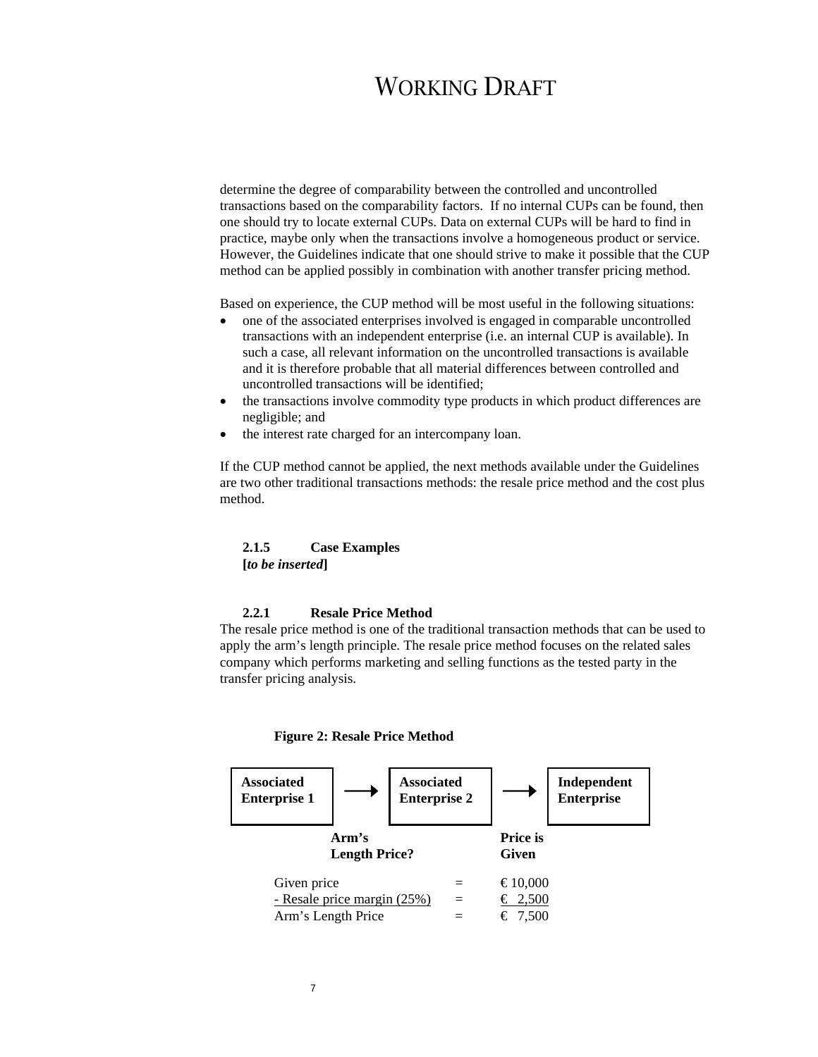determine the degree of comparability between the controlled and uncontrolled transactions based on the comparability factors. If no internal CUPs can be found, then one should try to locate external CUPs. Data on external CUPs will be hard to find in practice, maybe only when the transactions involve a homogeneous product or service. However, the Guidelines indicate that one should strive to make it possible that the CUP method can be applied possibly in combination with another transfer pricing method.

Based on experience, the CUP method will be most useful in the following situations:

- one of the associated enterprises involved is engaged in comparable uncontrolled transactions with an independent enterprise (i.e. an internal CUP is available). In such a case, all relevant information on the uncontrolled transactions is available and it is therefore probable that all material differences between controlled and uncontrolled transactions will be identified;
- the transactions involve commodity type products in which product differences are negligible; and
- the interest rate charged for an intercompany loan.

If the CUP method cannot be applied, the next methods available under the Guidelines are two other traditional transactions methods: the resale price method and the cost plus method.

### 2.1.5 Case Examples

**[*to be inserted*]**

### 2.2.1 Resale Price Method

The resale price method is one of the traditional transaction methods that can be used to apply the arm's length principle. The resale price method focuses on the related sales company which performs marketing and selling functions as the tested party in the transfer pricing analysis.

**Figure 2: Resale Price Method**

**Associated Enterprise 1** → **Associated Enterprise 2** → **Independent Enterprise**

**Arm's Length Price?** (between Associated Enterprise 1 and Associated Enterprise 2)

**Price is Given** (between Associated Enterprise 2 and Independent Enterprise)

| | | |
|---|---|---|
| Given price | = | € 10,000 |
| - Resale price margin (25%) | = | € 2,500 |
| Arm's Length Price | = | € 7,500 |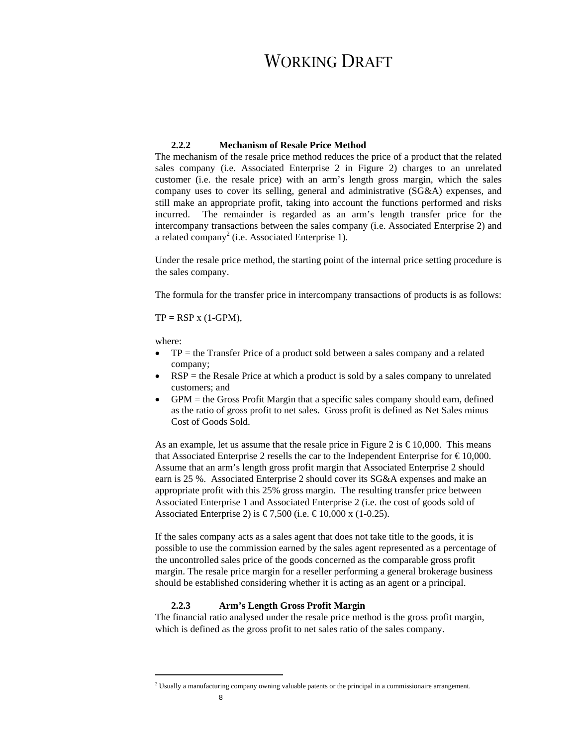### 2.2.2 Mechanism of Resale Price Method

The mechanism of the resale price method reduces the price of a product that the related sales company (i.e. Associated Enterprise 2 in Figure 2) charges to an unrelated customer (i.e. the resale price) with an arm's length gross margin, which the sales company uses to cover its selling, general and administrative (SG&A) expenses, and still make an appropriate profit, taking into account the functions performed and risks incurred. The remainder is regarded as an arm's length transfer price for the intercompany transactions between the sales company (i.e. Associated Enterprise 2) and a related company[2] (i.e. Associated Enterprise 1).

Under the resale price method, the starting point of the internal price setting procedure is the sales company.

The formula for the transfer price in intercompany transactions of products is as follows:

$TP = RSP \times (1\text{-}GPM)$,

where:

- TP = the Transfer Price of a product sold between a sales company and a related company;
- RSP = the Resale Price at which a product is sold by a sales company to unrelated customers; and
- GPM = the Gross Profit Margin that a specific sales company should earn, defined as the ratio of gross profit to net sales. Gross profit is defined as Net Sales minus Cost of Goods Sold.

As an example, let us assume that the resale price in Figure 2 is € 10,000. This means that Associated Enterprise 2 resells the car to the Independent Enterprise for € 10,000. Assume that an arm's length gross profit margin that Associated Enterprise 2 should earn is 25 %. Associated Enterprise 2 should cover its SG&A expenses and make an appropriate profit with this 25% gross margin. The resulting transfer price between Associated Enterprise 1 and Associated Enterprise 2 (i.e. the cost of goods sold of Associated Enterprise 2) is € 7,500 (i.e. € 10,000 x (1-0.25).

If the sales company acts as a sales agent that does not take title to the goods, it is possible to use the commission earned by the sales agent represented as a percentage of the uncontrolled sales price of the goods concerned as the comparable gross profit margin. The resale price margin for a reseller performing a general brokerage business should be established considering whether it is acting as an agent or a principal.

### 2.2.3 Arm's Length Gross Profit Margin

The financial ratio analysed under the resale price method is the gross profit margin, which is defined as the gross profit to net sales ratio of the sales company.

---

[2] Usually a manufacturing company owning valuable patents or the principal in a commissionaire arrangement.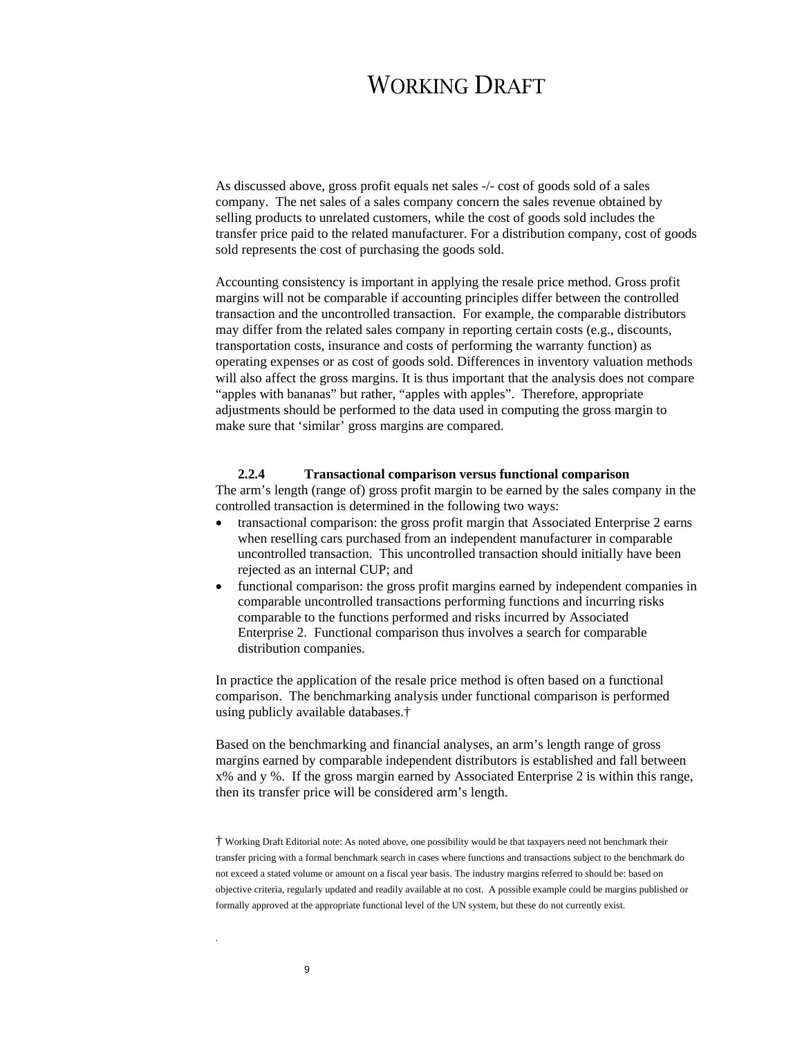As discussed above, gross profit equals net sales -/- cost of goods sold of a sales company. The net sales of a sales company concern the sales revenue obtained by selling products to unrelated customers, while the cost of goods sold includes the transfer price paid to the related manufacturer. For a distribution company, cost of goods sold represents the cost of purchasing the goods sold.

Accounting consistency is important in applying the resale price method. Gross profit margins will not be comparable if accounting principles differ between the controlled transaction and the uncontrolled transaction. For example, the comparable distributors may differ from the related sales company in reporting certain costs (e.g., discounts, transportation costs, insurance and costs of performing the warranty function) as operating expenses or as cost of goods sold. Differences in inventory valuation methods will also affect the gross margins. It is thus important that the analysis does not compare "apples with bananas" but rather, "apples with apples". Therefore, appropriate adjustments should be performed to the data used in computing the gross margin to make sure that 'similar' gross margins are compared.

### 2.2.4 Transactional comparison versus functional comparison

The arm's length (range of) gross profit margin to be earned by the sales company in the controlled transaction is determined in the following two ways:

- transactional comparison: the gross profit margin that Associated Enterprise 2 earns when reselling cars purchased from an independent manufacturer in comparable uncontrolled transaction. This uncontrolled transaction should initially have been rejected as an internal CUP; and
- functional comparison: the gross profit margins earned by independent companies in comparable uncontrolled transactions performing functions and incurring risks comparable to the functions performed and risks incurred by Associated Enterprise 2. Functional comparison thus involves a search for comparable distribution companies.

In practice the application of the resale price method is often based on a functional comparison. The benchmarking analysis under functional comparison is performed using publicly available databases.†

Based on the benchmarking and financial analyses, an arm's length range of gross margins earned by comparable independent distributors is established and fall between x% and y %. If the gross margin earned by Associated Enterprise 2 is within this range, then its transfer price will be considered arm's length.

† Working Draft Editorial note: As noted above, one possibility would be that taxpayers need not benchmark their transfer pricing with a formal benchmark search in cases where functions and transactions subject to the benchmark do not exceed a stated volume or amount on a fiscal year basis. The industry margins referred to should be: based on objective criteria, regularly updated and readily available at no cost. A possible example could be margins published or formally approved at the appropriate functional level of the UN system, but these do not currently exist.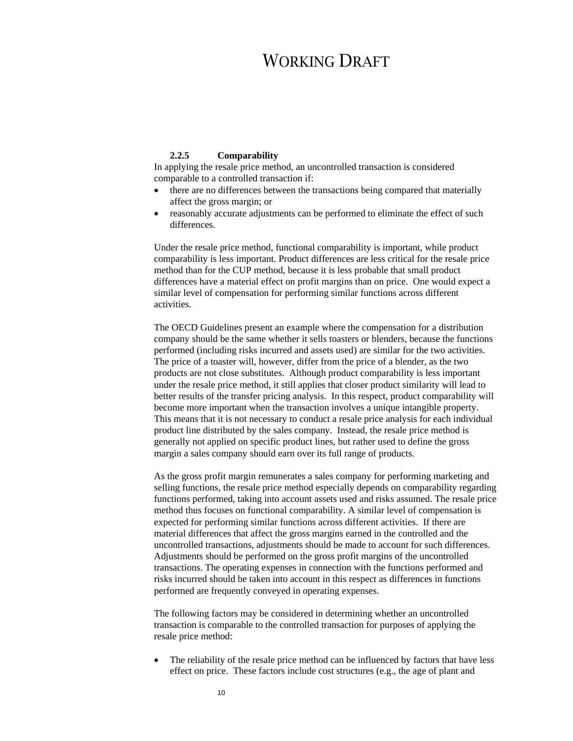### 2.2.5 Comparability

In applying the resale price method, an uncontrolled transaction is considered comparable to a controlled transaction if:

- there are no differences between the transactions being compared that materially affect the gross margin; or
- reasonably accurate adjustments can be performed to eliminate the effect of such differences.

Under the resale price method, functional comparability is important, while product comparability is less important. Product differences are less critical for the resale price method than for the CUP method, because it is less probable that small product differences have a material effect on profit margins than on price. One would expect a similar level of compensation for performing similar functions across different activities.

The OECD Guidelines present an example where the compensation for a distribution company should be the same whether it sells toasters or blenders, because the functions performed (including risks incurred and assets used) are similar for the two activities. The price of a toaster will, however, differ from the price of a blender, as the two products are not close substitutes. Although product comparability is less important under the resale price method, it still applies that closer product similarity will lead to better results of the transfer pricing analysis. In this respect, product comparability will become more important when the transaction involves a unique intangible property. This means that it is not necessary to conduct a resale price analysis for each individual product line distributed by the sales company. Instead, the resale price method is generally not applied on specific product lines, but rather used to define the gross margin a sales company should earn over its full range of products.

As the gross profit margin remunerates a sales company for performing marketing and selling functions, the resale price method especially depends on comparability regarding functions performed, taking into account assets used and risks assumed. The resale price method thus focuses on functional comparability. A similar level of compensation is expected for performing similar functions across different activities. If there are material differences that affect the gross margins earned in the controlled and the uncontrolled transactions, adjustments should be made to account for such differences. Adjustments should be performed on the gross profit margins of the uncontrolled transactions. The operating expenses in connection with the functions performed and risks incurred should be taken into account in this respect as differences in functions performed are frequently conveyed in operating expenses.

The following factors may be considered in determining whether an uncontrolled transaction is comparable to the controlled transaction for purposes of applying the resale price method:

- The reliability of the resale price method can be influenced by factors that have less effect on price. These factors include cost structures (e.g., the age of plant and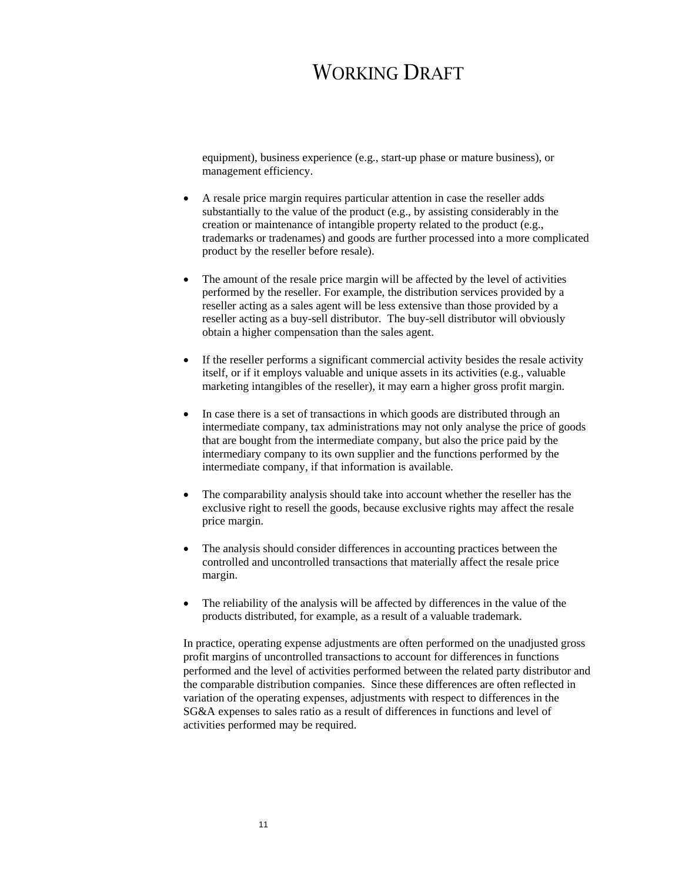equipment), business experience (e.g., start-up phase or mature business), or management efficiency.

- A resale price margin requires particular attention in case the reseller adds substantially to the value of the product (e.g., by assisting considerably in the creation or maintenance of intangible property related to the product (e.g., trademarks or tradenames) and goods are further processed into a more complicated product by the reseller before resale).

- The amount of the resale price margin will be affected by the level of activities performed by the reseller. For example, the distribution services provided by a reseller acting as a sales agent will be less extensive than those provided by a reseller acting as a buy-sell distributor. The buy-sell distributor will obviously obtain a higher compensation than the sales agent.

- If the reseller performs a significant commercial activity besides the resale activity itself, or if it employs valuable and unique assets in its activities (e.g., valuable marketing intangibles of the reseller), it may earn a higher gross profit margin.

- In case there is a set of transactions in which goods are distributed through an intermediate company, tax administrations may not only analyse the price of goods that are bought from the intermediate company, but also the price paid by the intermediary company to its own supplier and the functions performed by the intermediate company, if that information is available.

- The comparability analysis should take into account whether the reseller has the exclusive right to resell the goods, because exclusive rights may affect the resale price margin.

- The analysis should consider differences in accounting practices between the controlled and uncontrolled transactions that materially affect the resale price margin.

- The reliability of the analysis will be affected by differences in the value of the products distributed, for example, as a result of a valuable trademark.

In practice, operating expense adjustments are often performed on the unadjusted gross profit margins of uncontrolled transactions to account for differences in functions performed and the level of activities performed between the related party distributor and the comparable distribution companies. Since these differences are often reflected in variation of the operating expenses, adjustments with respect to differences in the SG&A expenses to sales ratio as a result of differences in functions and level of activities performed may be required.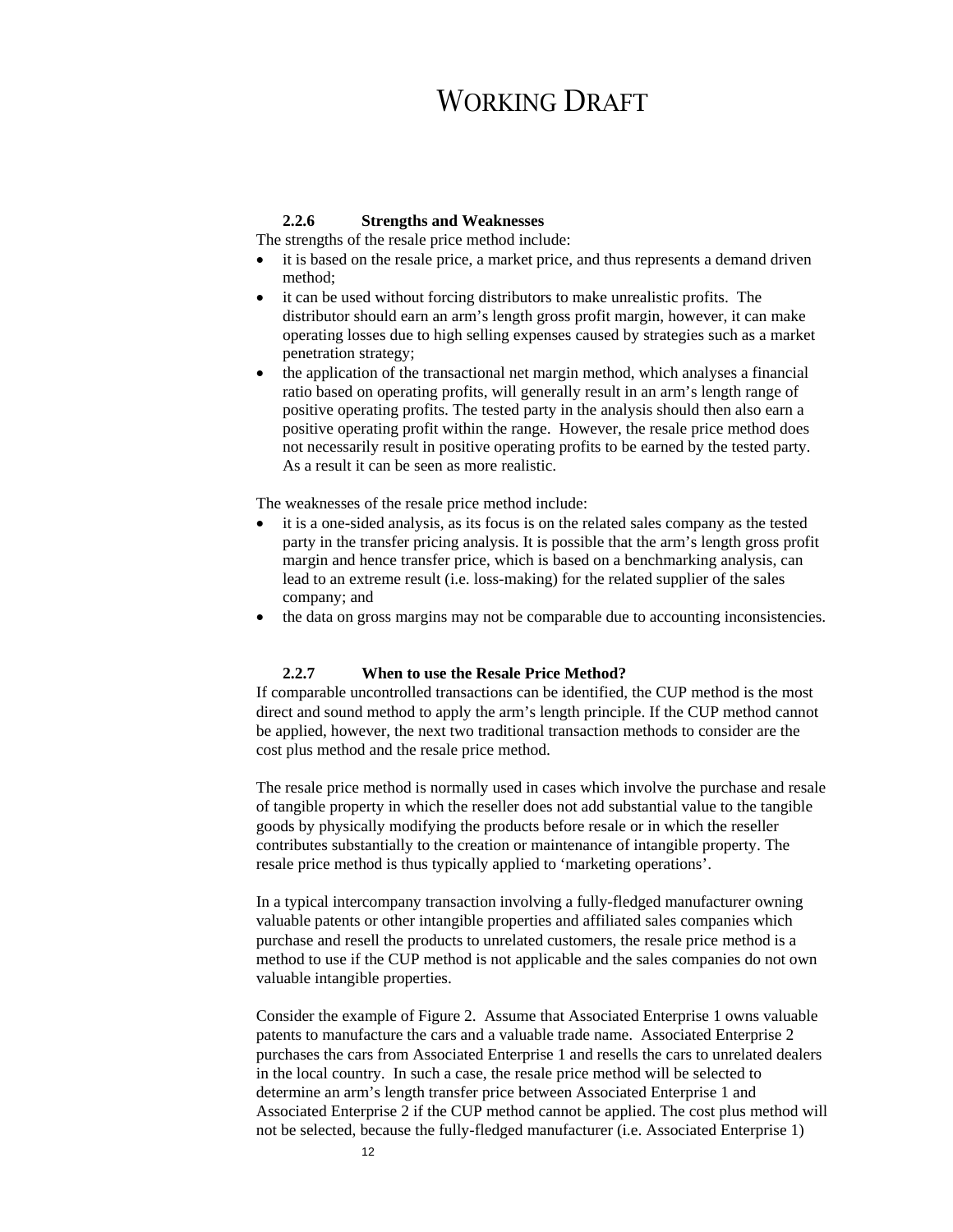# WORKING DRAFT

### 2.2.6 Strengths and Weaknesses

The strengths of the resale price method include:

- it is based on the resale price, a market price, and thus represents a demand driven method;
- it can be used without forcing distributors to make unrealistic profits. The distributor should earn an arm's length gross profit margin, however, it can make operating losses due to high selling expenses caused by strategies such as a market penetration strategy;
- the application of the transactional net margin method, which analyses a financial ratio based on operating profits, will generally result in an arm's length range of positive operating profits. The tested party in the analysis should then also earn a positive operating profit within the range. However, the resale price method does not necessarily result in positive operating profits to be earned by the tested party. As a result it can be seen as more realistic.

The weaknesses of the resale price method include:

- it is a one-sided analysis, as its focus is on the related sales company as the tested party in the transfer pricing analysis. It is possible that the arm's length gross profit margin and hence transfer price, which is based on a benchmarking analysis, can lead to an extreme result (i.e. loss-making) for the related supplier of the sales company; and
- the data on gross margins may not be comparable due to accounting inconsistencies.

### 2.2.7 When to use the Resale Price Method?

If comparable uncontrolled transactions can be identified, the CUP method is the most direct and sound method to apply the arm's length principle. If the CUP method cannot be applied, however, the next two traditional transaction methods to consider are the cost plus method and the resale price method.

The resale price method is normally used in cases which involve the purchase and resale of tangible property in which the reseller does not add substantial value to the tangible goods by physically modifying the products before resale or in which the reseller contributes substantially to the creation or maintenance of intangible property. The resale price method is thus typically applied to 'marketing operations'.

In a typical intercompany transaction involving a fully-fledged manufacturer owning valuable patents or other intangible properties and affiliated sales companies which purchase and resell the products to unrelated customers, the resale price method is a method to use if the CUP method is not applicable and the sales companies do not own valuable intangible properties.

Consider the example of Figure 2. Assume that Associated Enterprise 1 owns valuable patents to manufacture the cars and a valuable trade name. Associated Enterprise 2 purchases the cars from Associated Enterprise 1 and resells the cars to unrelated dealers in the local country. In such a case, the resale price method will be selected to determine an arm's length transfer price between Associated Enterprise 1 and Associated Enterprise 2 if the CUP method cannot be applied. The cost plus method will not be selected, because the fully-fledged manufacturer (i.e. Associated Enterprise 1)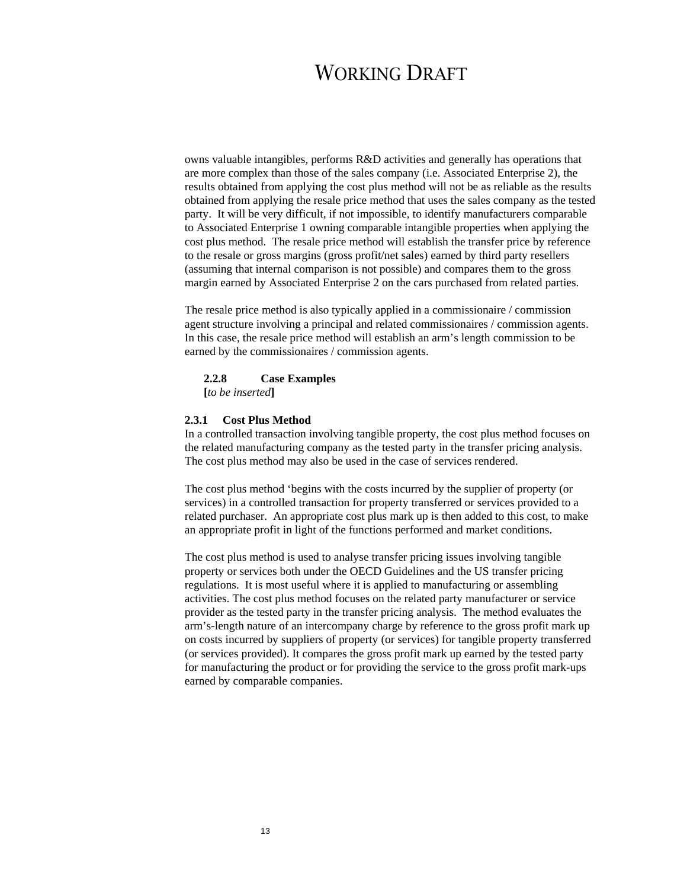owns valuable intangibles, performs R&D activities and generally has operations that are more complex than those of the sales company (i.e. Associated Enterprise 2), the results obtained from applying the cost plus method will not be as reliable as the results obtained from applying the resale price method that uses the sales company as the tested party. It will be very difficult, if not impossible, to identify manufacturers comparable to Associated Enterprise 1 owning comparable intangible properties when applying the cost plus method. The resale price method will establish the transfer price by reference to the resale or gross margins (gross profit/net sales) earned by third party resellers (assuming that internal comparison is not possible) and compares them to the gross margin earned by Associated Enterprise 2 on the cars purchased from related parties.

The resale price method is also typically applied in a commissionaire / commission agent structure involving a principal and related commissionaires / commission agents. In this case, the resale price method will establish an arm's length commission to be earned by the commissionaires / commission agents.

#### 2.2.8 Case Examples

**[***to be inserted***]**

### 2.3.1 Cost Plus Method

In a controlled transaction involving tangible property, the cost plus method focuses on the related manufacturing company as the tested party in the transfer pricing analysis. The cost plus method may also be used in the case of services rendered.

The cost plus method 'begins with the costs incurred by the supplier of property (or services) in a controlled transaction for property transferred or services provided to a related purchaser. An appropriate cost plus mark up is then added to this cost, to make an appropriate profit in light of the functions performed and market conditions.

The cost plus method is used to analyse transfer pricing issues involving tangible property or services both under the OECD Guidelines and the US transfer pricing regulations. It is most useful where it is applied to manufacturing or assembling activities. The cost plus method focuses on the related party manufacturer or service provider as the tested party in the transfer pricing analysis. The method evaluates the arm's-length nature of an intercompany charge by reference to the gross profit mark up on costs incurred by suppliers of property (or services) for tangible property transferred (or services provided). It compares the gross profit mark up earned by the tested party for manufacturing the product or for providing the service to the gross profit mark-ups earned by comparable companies.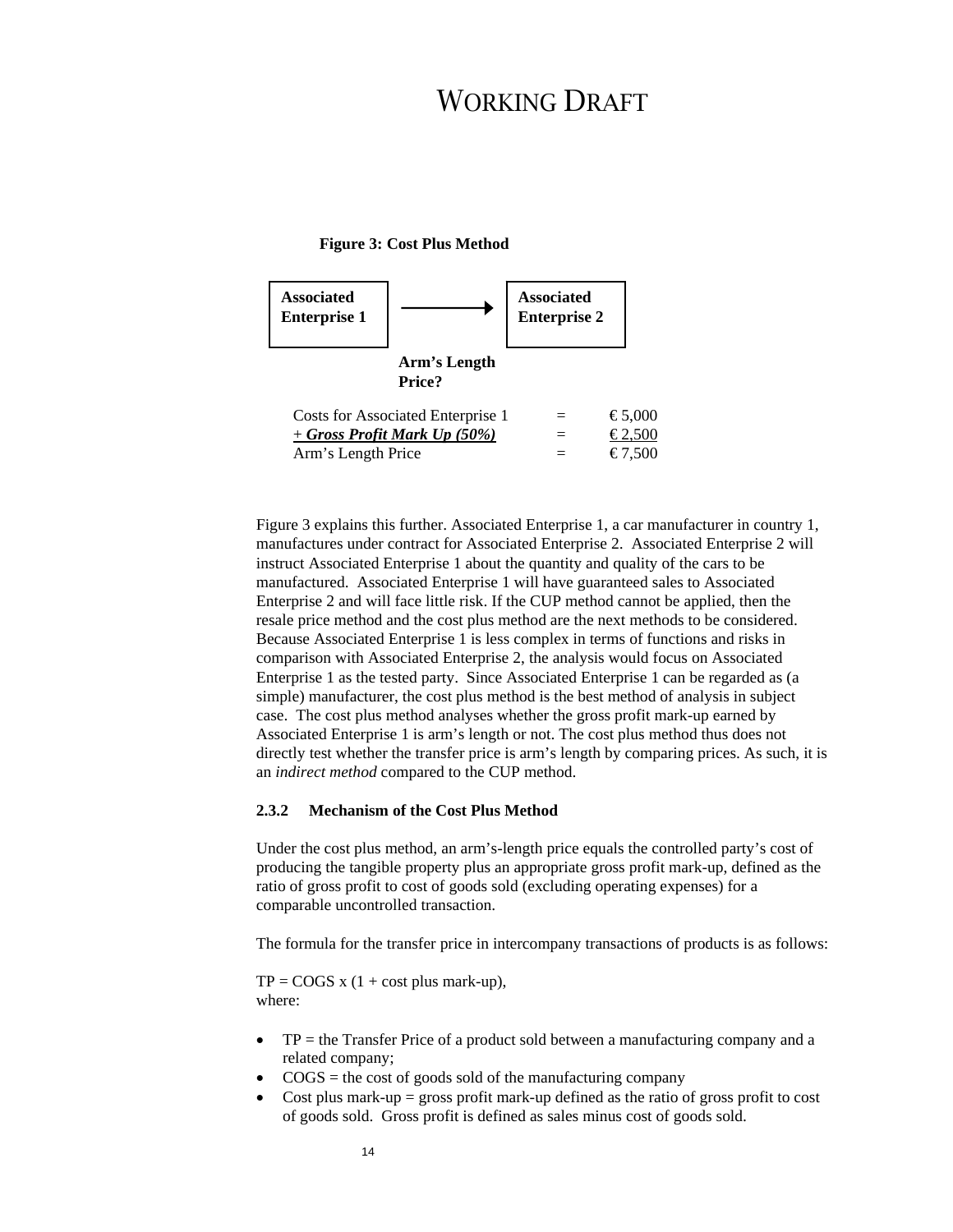# WORKING DRAFT

**Figure 3: Cost Plus Method**

**Associated Enterprise 1** → **Associated Enterprise 2**

**Arm's Length Price?**

| | | |
|---|---|---|
| Costs for Associated Enterprise 1 | = | € 5,000 |
| + ***Gross Profit Mark Up (50%)*** | = | € 2,500 |
| Arm's Length Price | = | € 7,500 |

Figure 3 explains this further. Associated Enterprise 1, a car manufacturer in country 1, manufactures under contract for Associated Enterprise 2. Associated Enterprise 2 will instruct Associated Enterprise 1 about the quantity and quality of the cars to be manufactured. Associated Enterprise 1 will have guaranteed sales to Associated Enterprise 2 and will face little risk. If the CUP method cannot be applied, then the resale price method and the cost plus method are the next methods to be considered. Because Associated Enterprise 1 is less complex in terms of functions and risks in comparison with Associated Enterprise 2, the analysis would focus on Associated Enterprise 1 as the tested party. Since Associated Enterprise 1 can be regarded as (a simple) manufacturer, the cost plus method is the best method of analysis in subject case. The cost plus method analyses whether the gross profit mark-up earned by Associated Enterprise 1 is arm's length or not. The cost plus method thus does not directly test whether the transfer price is arm's length by comparing prices. As such, it is an *indirect method* compared to the CUP method.

### 2.3.2 Mechanism of the Cost Plus Method

Under the cost plus method, an arm's-length price equals the controlled party's cost of producing the tangible property plus an appropriate gross profit mark-up, defined as the ratio of gross profit to cost of goods sold (excluding operating expenses) for a comparable uncontrolled transaction.

The formula for the transfer price in intercompany transactions of products is as follows:

$TP = COGS \times (1 + \text{cost plus mark-up})$,
where:

- TP = the Transfer Price of a product sold between a manufacturing company and a related company;
- COGS = the cost of goods sold of the manufacturing company
- Cost plus mark-up = gross profit mark-up defined as the ratio of gross profit to cost of goods sold. Gross profit is defined as sales minus cost of goods sold.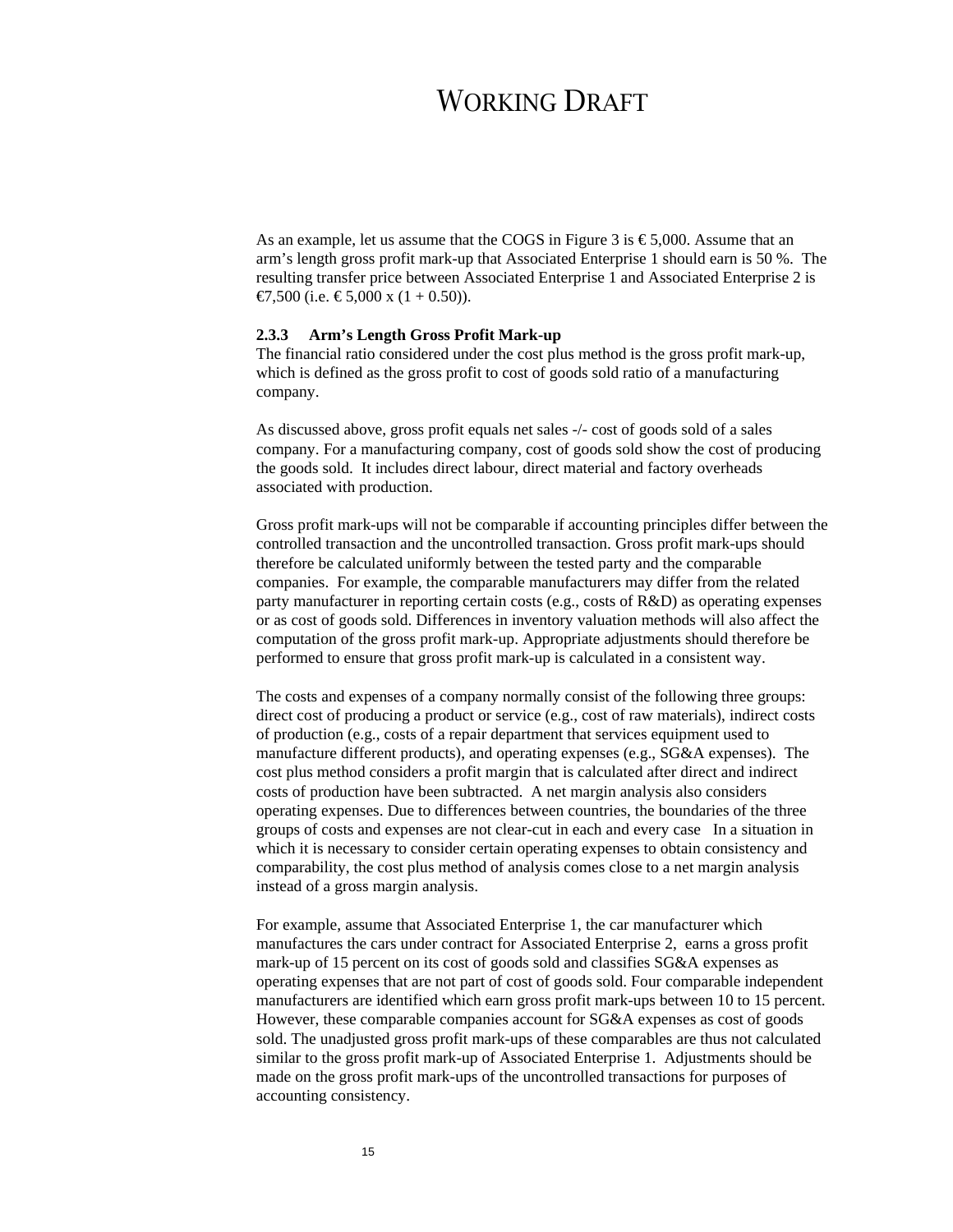# WORKING DRAFT

As an example, let us assume that the COGS in Figure 3 is € 5,000. Assume that an arm's length gross profit mark-up that Associated Enterprise 1 should earn is 50 %. The resulting transfer price between Associated Enterprise 1 and Associated Enterprise 2 is €7,500 (i.e. € 5,000 x (1 + 0.50)).

### 2.3.3 Arm's Length Gross Profit Mark-up

The financial ratio considered under the cost plus method is the gross profit mark-up, which is defined as the gross profit to cost of goods sold ratio of a manufacturing company.

As discussed above, gross profit equals net sales -/- cost of goods sold of a sales company. For a manufacturing company, cost of goods sold show the cost of producing the goods sold. It includes direct labour, direct material and factory overheads associated with production.

Gross profit mark-ups will not be comparable if accounting principles differ between the controlled transaction and the uncontrolled transaction. Gross profit mark-ups should therefore be calculated uniformly between the tested party and the comparable companies. For example, the comparable manufacturers may differ from the related party manufacturer in reporting certain costs (e.g., costs of R&D) as operating expenses or as cost of goods sold. Differences in inventory valuation methods will also affect the computation of the gross profit mark-up. Appropriate adjustments should therefore be performed to ensure that gross profit mark-up is calculated in a consistent way.

The costs and expenses of a company normally consist of the following three groups: direct cost of producing a product or service (e.g., cost of raw materials), indirect costs of production (e.g., costs of a repair department that services equipment used to manufacture different products), and operating expenses (e.g., SG&A expenses). The cost plus method considers a profit margin that is calculated after direct and indirect costs of production have been subtracted. A net margin analysis also considers operating expenses. Due to differences between countries, the boundaries of the three groups of costs and expenses are not clear-cut in each and every case In a situation in which it is necessary to consider certain operating expenses to obtain consistency and comparability, the cost plus method of analysis comes close to a net margin analysis instead of a gross margin analysis.

For example, assume that Associated Enterprise 1, the car manufacturer which manufactures the cars under contract for Associated Enterprise 2, earns a gross profit mark-up of 15 percent on its cost of goods sold and classifies SG&A expenses as operating expenses that are not part of cost of goods sold. Four comparable independent manufacturers are identified which earn gross profit mark-ups between 10 to 15 percent. However, these comparable companies account for SG&A expenses as cost of goods sold. The unadjusted gross profit mark-ups of these comparables are thus not calculated similar to the gross profit mark-up of Associated Enterprise 1. Adjustments should be made on the gross profit mark-ups of the uncontrolled transactions for purposes of accounting consistency.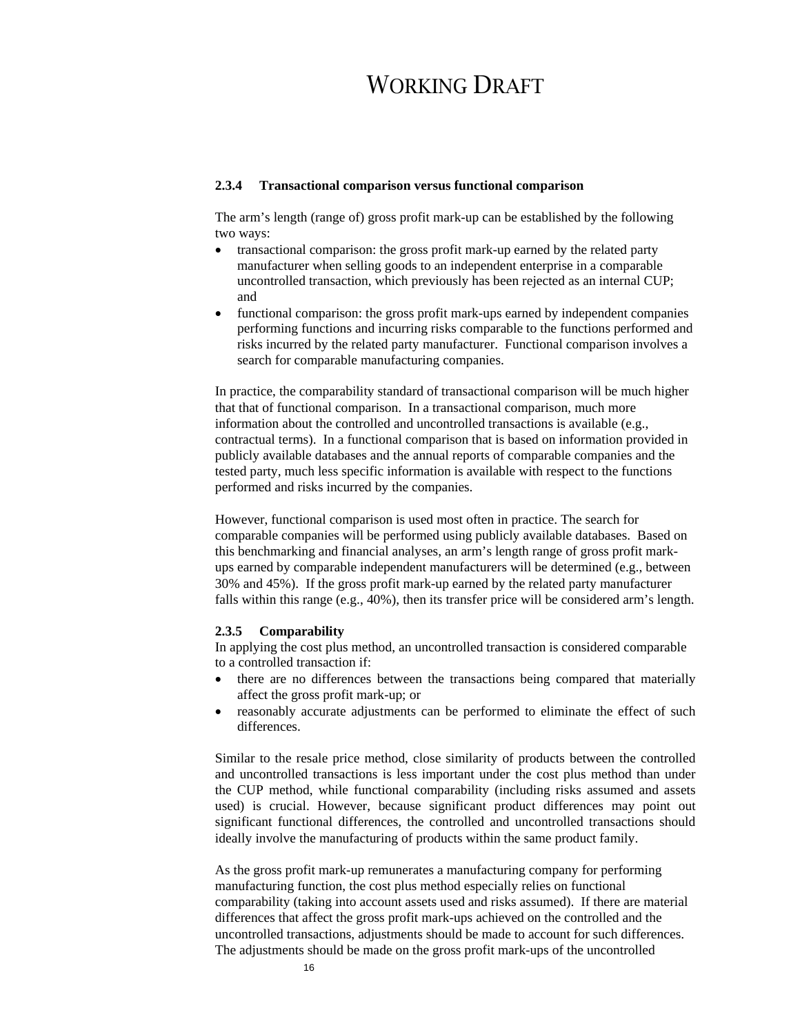#### 2.3.4 Transactional comparison versus functional comparison

The arm's length (range of) gross profit mark-up can be established by the following two ways:

- transactional comparison: the gross profit mark-up earned by the related party manufacturer when selling goods to an independent enterprise in a comparable uncontrolled transaction, which previously has been rejected as an internal CUP; and
- functional comparison: the gross profit mark-ups earned by independent companies performing functions and incurring risks comparable to the functions performed and risks incurred by the related party manufacturer. Functional comparison involves a search for comparable manufacturing companies.

In practice, the comparability standard of transactional comparison will be much higher that that of functional comparison. In a transactional comparison, much more information about the controlled and uncontrolled transactions is available (e.g., contractual terms). In a functional comparison that is based on information provided in publicly available databases and the annual reports of comparable companies and the tested party, much less specific information is available with respect to the functions performed and risks incurred by the companies.

However, functional comparison is used most often in practice. The search for comparable companies will be performed using publicly available databases. Based on this benchmarking and financial analyses, an arm's length range of gross profit mark-ups earned by comparable independent manufacturers will be determined (e.g., between 30% and 45%). If the gross profit mark-up earned by the related party manufacturer falls within this range (e.g., 40%), then its transfer price will be considered arm's length.

#### 2.3.5 Comparability

In applying the cost plus method, an uncontrolled transaction is considered comparable to a controlled transaction if:

- there are no differences between the transactions being compared that materially affect the gross profit mark-up; or
- reasonably accurate adjustments can be performed to eliminate the effect of such differences.

Similar to the resale price method, close similarity of products between the controlled and uncontrolled transactions is less important under the cost plus method than under the CUP method, while functional comparability (including risks assumed and assets used) is crucial. However, because significant product differences may point out significant functional differences, the controlled and uncontrolled transactions should ideally involve the manufacturing of products within the same product family.

As the gross profit mark-up remunerates a manufacturing company for performing manufacturing function, the cost plus method especially relies on functional comparability (taking into account assets used and risks assumed). If there are material differences that affect the gross profit mark-ups achieved on the controlled and the uncontrolled transactions, adjustments should be made to account for such differences. The adjustments should be made on the gross profit mark-ups of the uncontrolled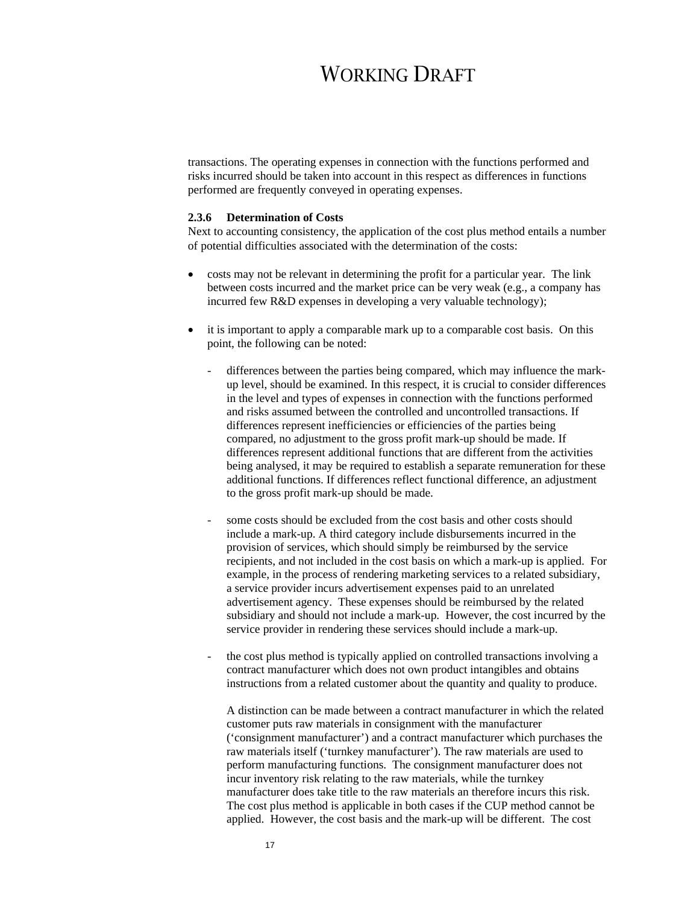transactions. The operating expenses in connection with the functions performed and risks incurred should be taken into account in this respect as differences in functions performed are frequently conveyed in operating expenses.

#### 2.3.6 Determination of Costs

Next to accounting consistency, the application of the cost plus method entails a number of potential difficulties associated with the determination of the costs:

- costs may not be relevant in determining the profit for a particular year. The link between costs incurred and the market price can be very weak (e.g., a company has incurred few R&D expenses in developing a very valuable technology);

- it is important to apply a comparable mark up to a comparable cost basis. On this point, the following can be noted:

  - differences between the parties being compared, which may influence the mark-up level, should be examined. In this respect, it is crucial to consider differences in the level and types of expenses in connection with the functions performed and risks assumed between the controlled and uncontrolled transactions. If differences represent inefficiencies or efficiencies of the parties being compared, no adjustment to the gross profit mark-up should be made. If differences represent additional functions that are different from the activities being analysed, it may be required to establish a separate remuneration for these additional functions. If differences reflect functional difference, an adjustment to the gross profit mark-up should be made.

  - some costs should be excluded from the cost basis and other costs should include a mark-up. A third category include disbursements incurred in the provision of services, which should simply be reimbursed by the service recipients, and not included in the cost basis on which a mark-up is applied. For example, in the process of rendering marketing services to a related subsidiary, a service provider incurs advertisement expenses paid to an unrelated advertisement agency. These expenses should be reimbursed by the related subsidiary and should not include a mark-up. However, the cost incurred by the service provider in rendering these services should include a mark-up.

  - the cost plus method is typically applied on controlled transactions involving a contract manufacturer which does not own product intangibles and obtains instructions from a related customer about the quantity and quality to produce.

    A distinction can be made between a contract manufacturer in which the related customer puts raw materials in consignment with the manufacturer ('consignment manufacturer') and a contract manufacturer which purchases the raw materials itself ('turnkey manufacturer'). The raw materials are used to perform manufacturing functions. The consignment manufacturer does not incur inventory risk relating to the raw materials, while the turnkey manufacturer does take title to the raw materials an therefore incurs this risk. The cost plus method is applicable in both cases if the CUP method cannot be applied. However, the cost basis and the mark-up will be different. The cost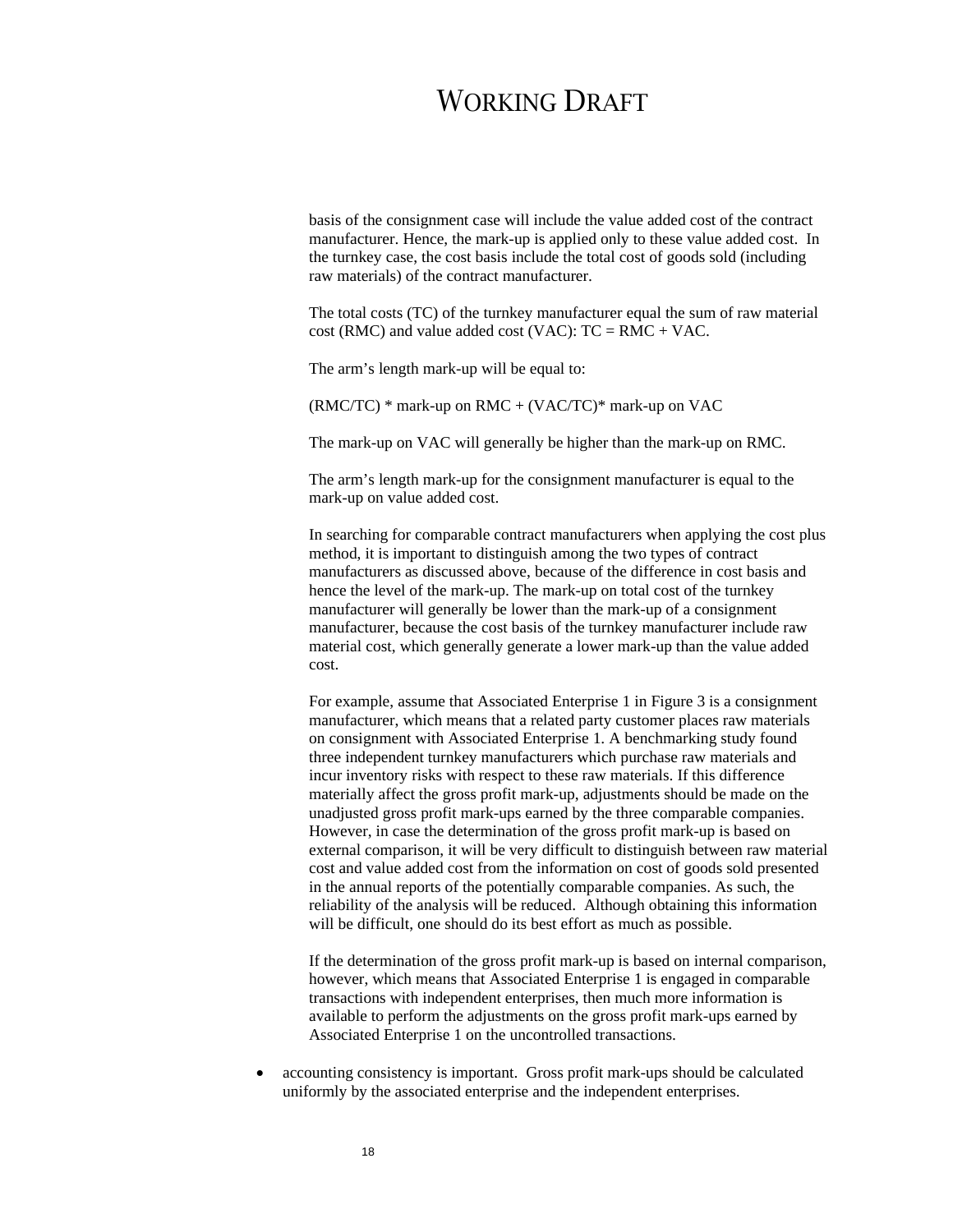basis of the consignment case will include the value added cost of the contract manufacturer. Hence, the mark-up is applied only to these value added cost. In the turnkey case, the cost basis include the total cost of goods sold (including raw materials) of the contract manufacturer.

The total costs (TC) of the turnkey manufacturer equal the sum of raw material cost (RMC) and value added cost (VAC): TC = RMC + VAC.

The arm's length mark-up will be equal to:

(RMC/TC) * mark-up on RMC + (VAC/TC)* mark-up on VAC

The mark-up on VAC will generally be higher than the mark-up on RMC.

The arm's length mark-up for the consignment manufacturer is equal to the mark-up on value added cost.

In searching for comparable contract manufacturers when applying the cost plus method, it is important to distinguish among the two types of contract manufacturers as discussed above, because of the difference in cost basis and hence the level of the mark-up. The mark-up on total cost of the turnkey manufacturer will generally be lower than the mark-up of a consignment manufacturer, because the cost basis of the turnkey manufacturer include raw material cost, which generally generate a lower mark-up than the value added cost.

For example, assume that Associated Enterprise 1 in Figure 3 is a consignment manufacturer, which means that a related party customer places raw materials on consignment with Associated Enterprise 1. A benchmarking study found three independent turnkey manufacturers which purchase raw materials and incur inventory risks with respect to these raw materials. If this difference materially affect the gross profit mark-up, adjustments should be made on the unadjusted gross profit mark-ups earned by the three comparable companies. However, in case the determination of the gross profit mark-up is based on external comparison, it will be very difficult to distinguish between raw material cost and value added cost from the information on cost of goods sold presented in the annual reports of the potentially comparable companies. As such, the reliability of the analysis will be reduced. Although obtaining this information will be difficult, one should do its best effort as much as possible.

If the determination of the gross profit mark-up is based on internal comparison, however, which means that Associated Enterprise 1 is engaged in comparable transactions with independent enterprises, then much more information is available to perform the adjustments on the gross profit mark-ups earned by Associated Enterprise 1 on the uncontrolled transactions.

- accounting consistency is important. Gross profit mark-ups should be calculated uniformly by the associated enterprise and the independent enterprises.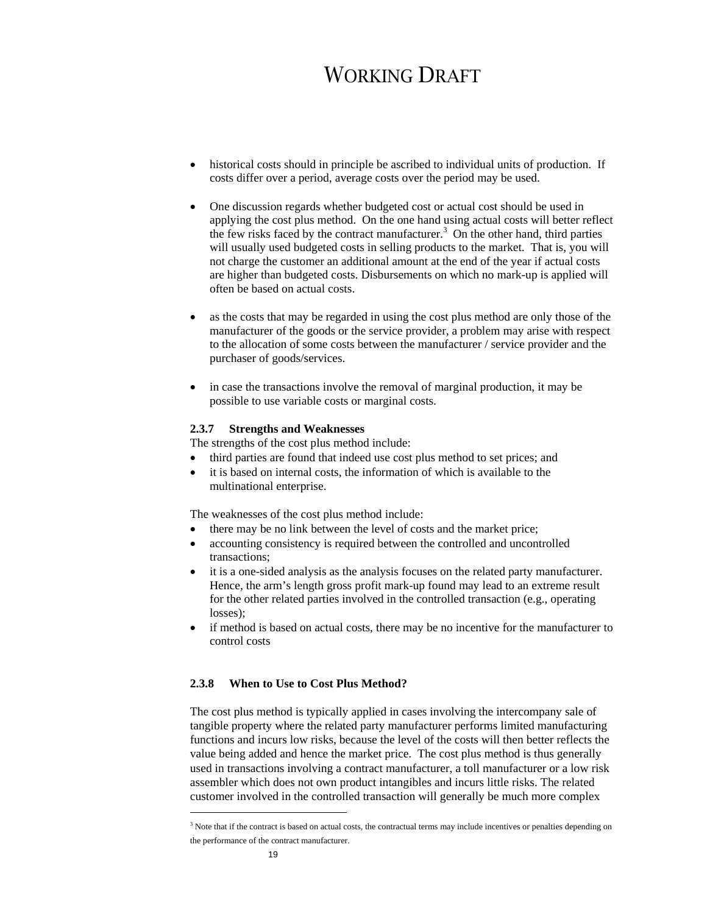- historical costs should in principle be ascribed to individual units of production. If costs differ over a period, average costs over the period may be used.

- One discussion regards whether budgeted cost or actual cost should be used in applying the cost plus method. On the one hand using actual costs will better reflect the few risks faced by the contract manufacturer.[3] On the other hand, third parties will usually used budgeted costs in selling products to the market. That is, you will not charge the customer an additional amount at the end of the year if actual costs are higher than budgeted costs. Disbursements on which no mark-up is applied will often be based on actual costs.

- as the costs that may be regarded in using the cost plus method are only those of the manufacturer of the goods or the service provider, a problem may arise with respect to the allocation of some costs between the manufacturer / service provider and the purchaser of goods/services.

- in case the transactions involve the removal of marginal production, it may be possible to use variable costs or marginal costs.

#### 2.3.7 Strengths and Weaknesses

The strengths of the cost plus method include:

- third parties are found that indeed use cost plus method to set prices; and
- it is based on internal costs, the information of which is available to the multinational enterprise.

The weaknesses of the cost plus method include:

- there may be no link between the level of costs and the market price;
- accounting consistency is required between the controlled and uncontrolled transactions;
- it is a one-sided analysis as the analysis focuses on the related party manufacturer. Hence, the arm's length gross profit mark-up found may lead to an extreme result for the other related parties involved in the controlled transaction (e.g., operating losses);
- if method is based on actual costs, there may be no incentive for the manufacturer to control costs

#### 2.3.8 When to Use to Cost Plus Method?

The cost plus method is typically applied in cases involving the intercompany sale of tangible property where the related party manufacturer performs limited manufacturing functions and incurs low risks, because the level of the costs will then better reflects the value being added and hence the market price. The cost plus method is thus generally used in transactions involving a contract manufacturer, a toll manufacturer or a low risk assembler which does not own product intangibles and incurs little risks. The related customer involved in the controlled transaction will generally be much more complex

---

[3] Note that if the contract is based on actual costs, the contractual terms may include incentives or penalties depending on the performance of the contract manufacturer.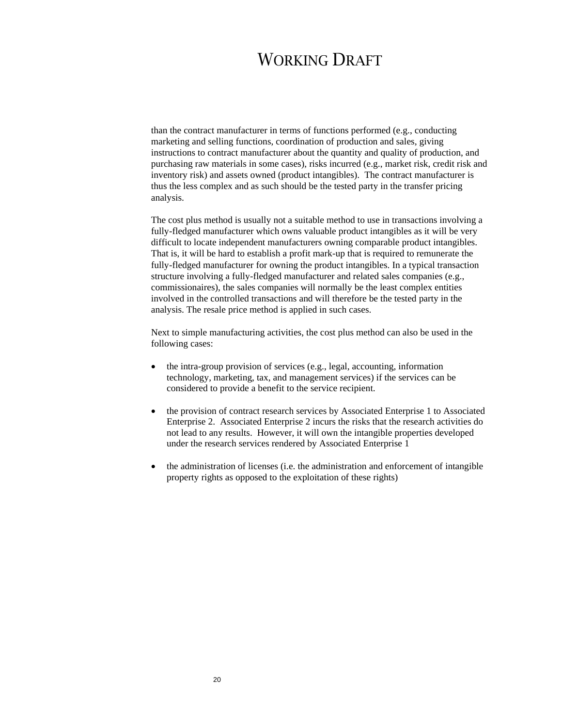than the contract manufacturer in terms of functions performed (e.g., conducting marketing and selling functions, coordination of production and sales, giving instructions to contract manufacturer about the quantity and quality of production, and purchasing raw materials in some cases), risks incurred (e.g., market risk, credit risk and inventory risk) and assets owned (product intangibles). The contract manufacturer is thus the less complex and as such should be the tested party in the transfer pricing analysis.

The cost plus method is usually not a suitable method to use in transactions involving a fully-fledged manufacturer which owns valuable product intangibles as it will be very difficult to locate independent manufacturers owning comparable product intangibles. That is, it will be hard to establish a profit mark-up that is required to remunerate the fully-fledged manufacturer for owning the product intangibles. In a typical transaction structure involving a fully-fledged manufacturer and related sales companies (e.g., commissionaires), the sales companies will normally be the least complex entities involved in the controlled transactions and will therefore be the tested party in the analysis. The resale price method is applied in such cases.

Next to simple manufacturing activities, the cost plus method can also be used in the following cases:

- the intra-group provision of services (e.g., legal, accounting, information technology, marketing, tax, and management services) if the services can be considered to provide a benefit to the service recipient.

- the provision of contract research services by Associated Enterprise 1 to Associated Enterprise 2. Associated Enterprise 2 incurs the risks that the research activities do not lead to any results. However, it will own the intangible properties developed under the research services rendered by Associated Enterprise 1

- the administration of licenses (i.e. the administration and enforcement of intangible property rights as opposed to the exploitation of these rights)